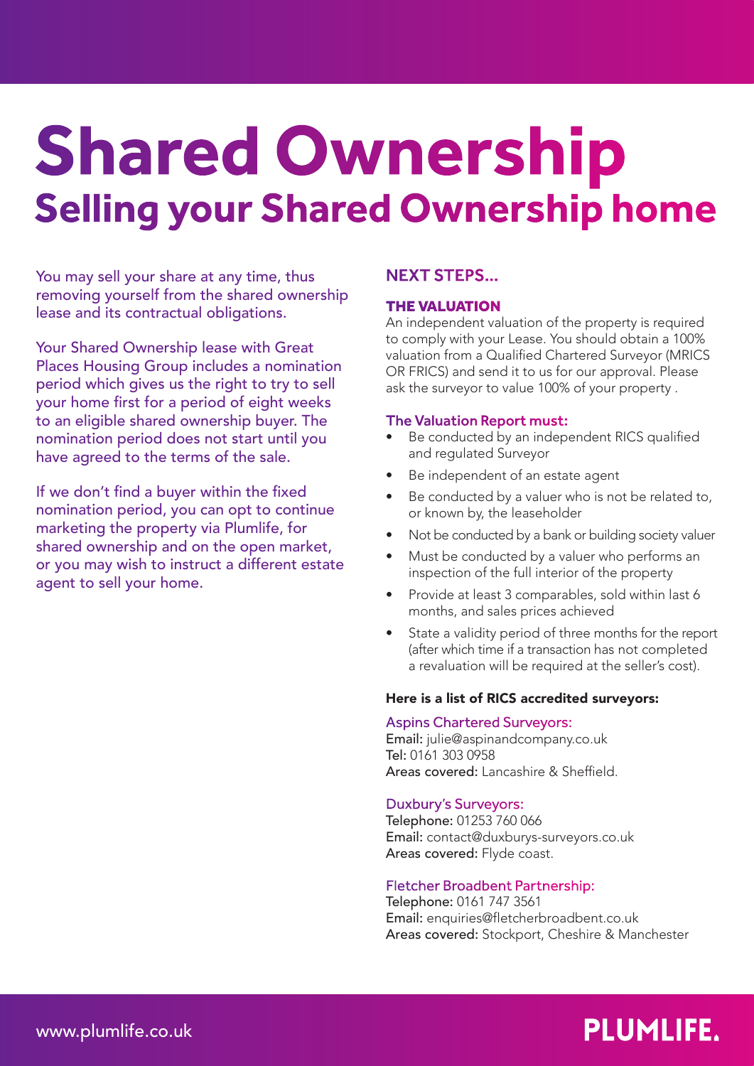# Shared Ownership

## Selling your Shared Ownership home

You may sell your share at any time, thus removing yourself from the shared ownership lease and its contractual obligations.

Your Shared Ownership lease with Great Places Housing Group includes a nomination period which gives us the right to try to sell your home first for a period of eight weeks to an eligible shared ownership buyer. The nomination period does not start until you have agreed to the terms of the sale.

If we don't find a buyer within the fixed nomination period, you can opt to continue marketing the property via Plumlife, for shared ownership and on the open market, or you may wish to instruct a different estate agent to sell your home.

### NEXT STEPS...

#### THE VALUATION

An independent valuation of the property is required to comply with your Lease. You should obtain a 100% valuation from a Qualified Chartered Surveyor (MRICS OR FRICS) and send it to us for our approval. Please ask the surveyor to value 100% of your property .

**The Valuation Report must:**

- Be conducted by an independent RICS qualified and regulated Surveyor
- Be independent of an estate agent
- Be conducted by a valuer who is not be related to, or known by, the leaseholder
- Not be conducted by a bank or building society valuer
- Must be conducted by a valuer who performs an inspection of the full interior of the property
- Provide at least 3 comparables, sold within last 6 months, and sales prices achieved
- State a validity period of three months for the report (after which time if a transaction has not completed a revaluation will be required at the seller's cost).

**Here is a list of RICS accredited surveyors:**

**Aspins Chartered Surveyors:**
**Email:** julie@aspinandcompany.co.uk
**Tel:** 0161 303 0958
**Areas covered:** Lancashire & Sheffield.

**Duxbury's Surveyors:**
**Telephone:** 01253 760 066
**Email:** contact@duxburys-surveyors.co.uk
**Areas covered:** Flyde coast.

**Fletcher Broadbent Partnership:**
**Telephone:** 0161 747 3561
**Email:** enquiries@fletcherbroadbent.co.uk
**Areas covered:** Stockport, Cheshire & Manchester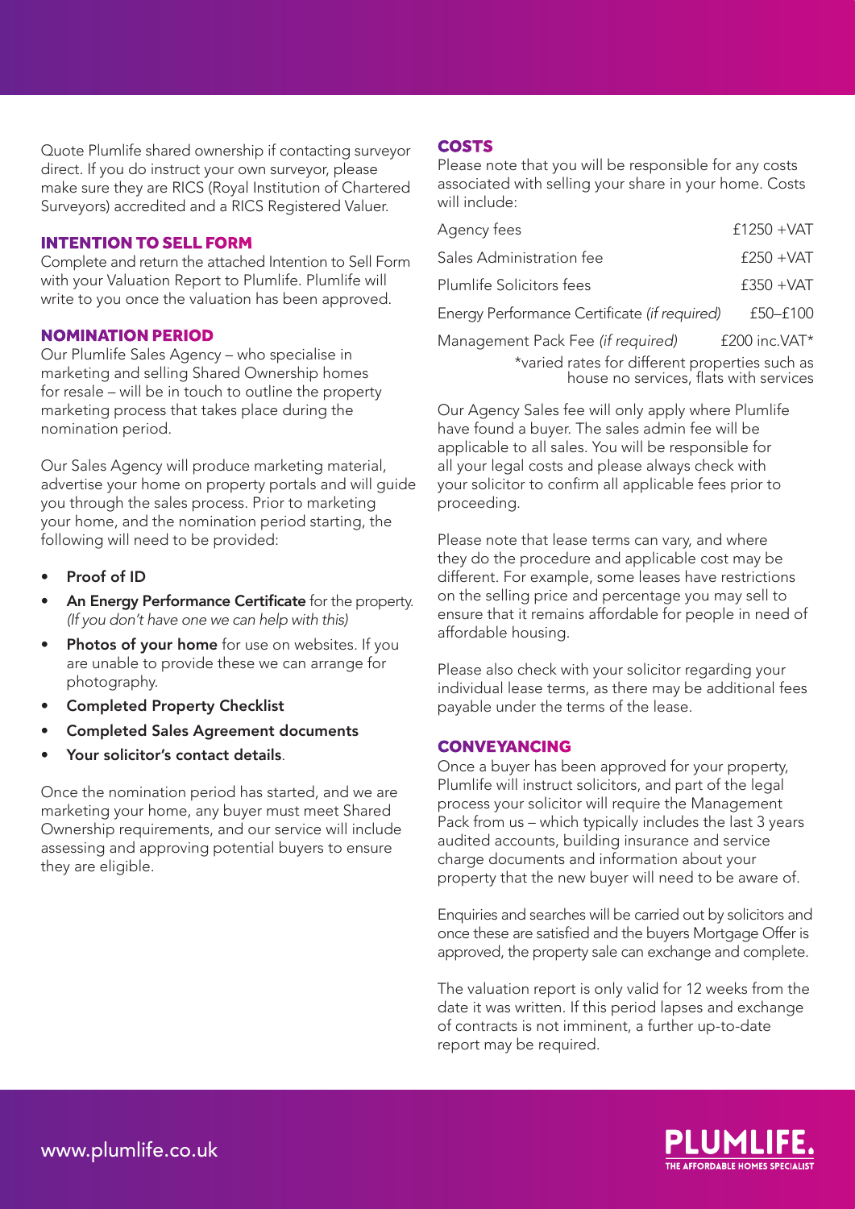Quote Plumlife shared ownership if contacting surveyor direct. If you do instruct your own surveyor, please make sure they are RICS (Royal Institution of Chartered Surveyors) accredited and a RICS Registered Valuer.

## INTENTION TO SELL FORM

Complete and return the attached Intention to Sell Form with your Valuation Report to Plumlife. Plumlife will write to you once the valuation has been approved.

## NOMINATION PERIOD

Our Plumlife Sales Agency – who specialise in marketing and selling Shared Ownership homes for resale – will be in touch to outline the property marketing process that takes place during the nomination period.

Our Sales Agency will produce marketing material, advertise your home on property portals and will guide you through the sales process. Prior to marketing your home, and the nomination period starting, the following will need to be provided:

- **Proof of ID**
- **An Energy Performance Certificate** for the property. *(If you don't have one we can help with this)*
- **Photos of your home** for use on websites. If you are unable to provide these we can arrange for photography.
- **Completed Property Checklist**
- **Completed Sales Agreement documents**
- **Your solicitor's contact details**.

Once the nomination period has started, and we are marketing your home, any buyer must meet Shared Ownership requirements, and our service will include assessing and approving potential buyers to ensure they are eligible.

## COSTS

Please note that you will be responsible for any costs associated with selling your share in your home. Costs will include:

| Item | Cost |
|---|---|
| Agency fees | £1250 +VAT |
| Sales Administration fee | £250 +VAT |
| Plumlife Solicitors fees | £350 +VAT |
| Energy Performance Certificate *(if required)* | £50–£100 |
| Management Pack Fee *(if required)* | £200 inc.VAT* |

*varied rates for different properties such as house no services, flats with services

Our Agency Sales fee will only apply where Plumlife have found a buyer. The sales admin fee will be applicable to all sales. You will be responsible for all your legal costs and please always check with your solicitor to confirm all applicable fees prior to proceeding.

Please note that lease terms can vary, and where they do the procedure and applicable cost may be different. For example, some leases have restrictions on the selling price and percentage you may sell to ensure that it remains affordable for people in need of affordable housing.

Please also check with your solicitor regarding your individual lease terms, as there may be additional fees payable under the terms of the lease.

## CONVEYANCING

Once a buyer has been approved for your property, Plumlife will instruct solicitors, and part of the legal process your solicitor will require the Management Pack from us – which typically includes the last 3 years audited accounts, building insurance and service charge documents and information about your property that the new buyer will need to be aware of.

Enquiries and searches will be carried out by solicitors and once these are satisfied and the buyers Mortgage Offer is approved, the property sale can exchange and complete.

The valuation report is only valid for 12 weeks from the date it was written. If this period lapses and exchange of contracts is not imminent, a further up-to-date report may be required.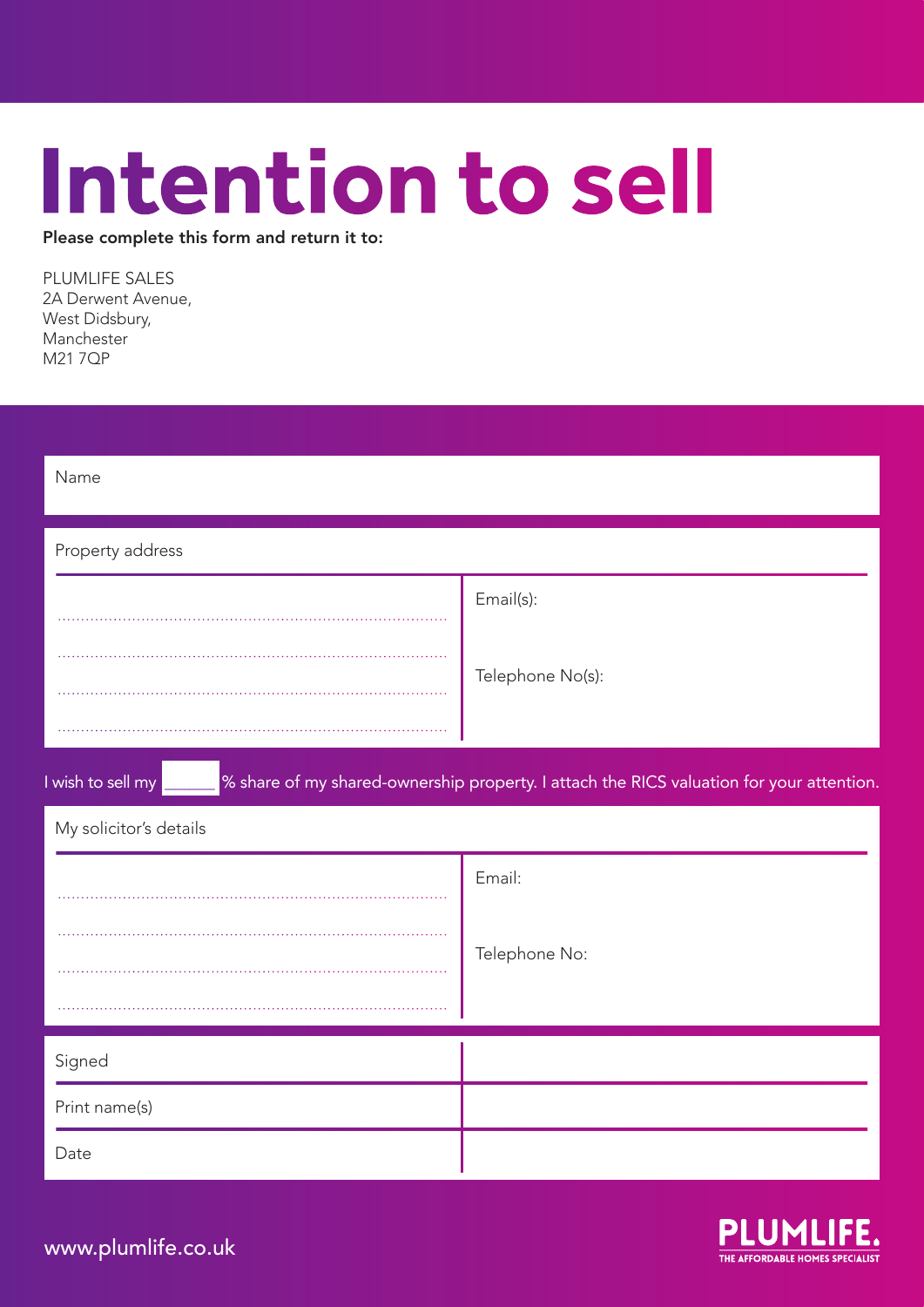# Intention to sell

**Please complete this form and return it to:**

PLUMLIFE SALES
2A Derwent Avenue,
West Didsbury,
Manchester
M21 7QP

Name

Property address

..................................................................................

..................................................................................

..................................................................................

..................................................................................

Email(s):

Telephone No(s):

I wish to sell my ______ % share of my shared-ownership property. I attach the RICS valuation for your attention.

My solicitor's details

..................................................................................

..................................................................................

..................................................................................

..................................................................................

Email:

Telephone No:

| | |
|---|---|
| Signed | |
| Print name(s) | |
| Date | |

www.plumlife.co.uk

PLUMLIFE. THE AFFORDABLE HOMES SPECIALIST